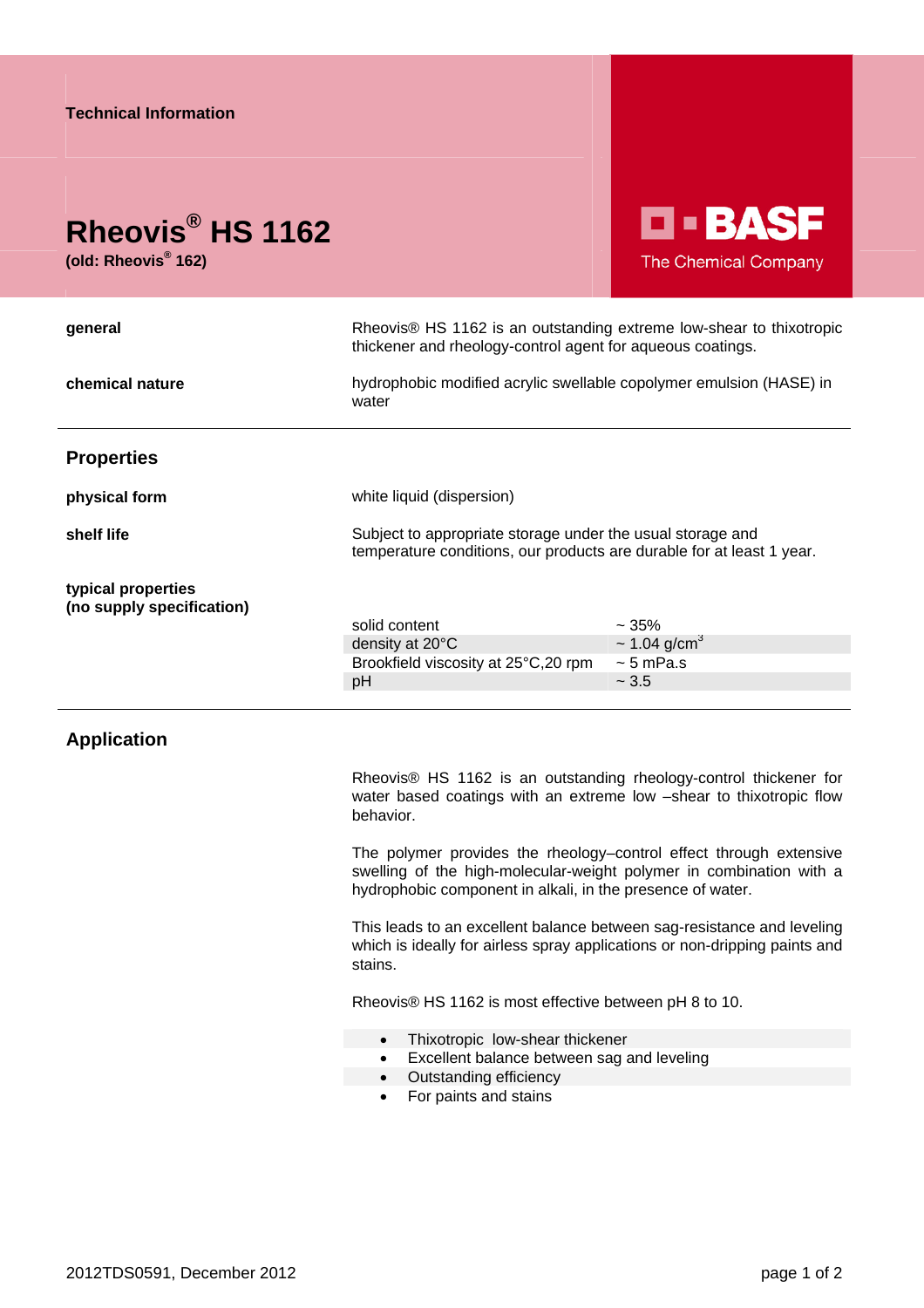Technical Information

# Rheovis® HS 1162

**(old: Rheovis® 162)**

BASF
The Chemical Company

**general**

Rheovis® HS 1162 is an outstanding extreme low-shear to thixotropic thickener and rheology-control agent for aqueous coatings.

**chemical nature**

hydrophobic modified acrylic swellable copolymer emulsion (HASE) in water

## Properties

**physical form**

white liquid (dispersion)

**shelf life**

Subject to appropriate storage under the usual storage and temperature conditions, our products are durable for at least 1 year.

**typical properties (no supply specification)**

| | |
|---|---|
| solid content | ~ 35% |
| density at 20°C | ~ 1.04 g/cm³ |
| Brookfield viscosity at 25°C,20 rpm | ~ 5 mPa.s |
| pH | ~ 3.5 |

## Application

Rheovis® HS 1162 is an outstanding rheology-control thickener for water based coatings with an extreme low –shear to thixotropic flow behavior.

The polymer provides the rheology–control effect through extensive swelling of the high-molecular-weight polymer in combination with a hydrophobic component in alkali, in the presence of water.

This leads to an excellent balance between sag-resistance and leveling which is ideally for airless spray applications or non-dripping paints and stains.

Rheovis® HS 1162 is most effective between pH 8 to 10.

- Thixotropic low-shear thickener
- Excellent balance between sag and leveling
- Outstanding efficiency
- For paints and stains

2012TDS0591, December 2012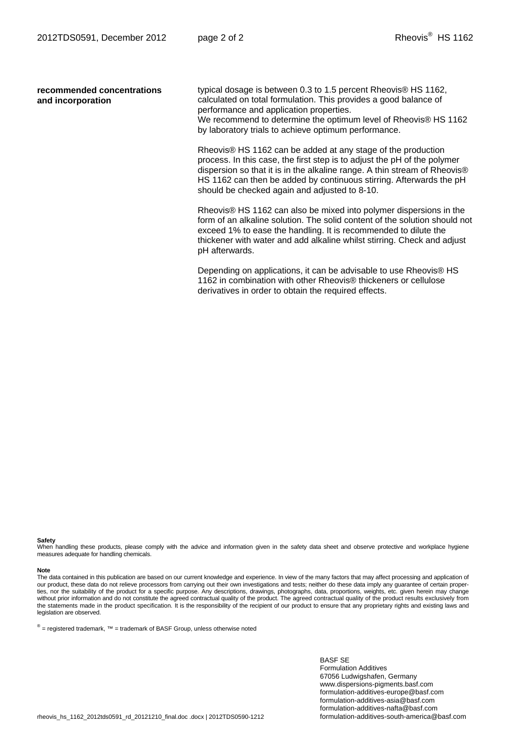**recommended concentrations and incorporation**

typical dosage is between 0.3 to 1.5 percent Rheovis® HS 1162, calculated on total formulation. This provides a good balance of performance and application properties.
We recommend to determine the optimum level of Rheovis® HS 1162 by laboratory trials to achieve optimum performance.

Rheovis® HS 1162 can be added at any stage of the production process. In this case, the first step is to adjust the pH of the polymer dispersion so that it is in the alkaline range. A thin stream of Rheovis® HS 1162 can then be added by continuous stirring. Afterwards the pH should be checked again and adjusted to 8-10.

Rheovis® HS 1162 can also be mixed into polymer dispersions in the form of an alkaline solution. The solid content of the solution should not exceed 1% to ease the handling. It is recommended to dilute the thickener with water and add alkaline whilst stirring. Check and adjust pH afterwards.

Depending on applications, it can be advisable to use Rheovis® HS 1162 in combination with other Rheovis® thickeners or cellulose derivatives in order to obtain the required effects.

**Safety**
When handling these products, please comply with the advice and information given in the safety data sheet and observe protective and workplace hygiene measures adequate for handling chemicals.

**Note**
The data contained in this publication are based on our current knowledge and experience. In view of the many factors that may affect processing and application of our product, these data do not relieve processors from carrying out their own investigations and tests; neither do these data imply any guarantee of certain properties, nor the suitability of the product for a specific purpose. Any descriptions, drawings, photographs, data, proportions, weights, etc. given herein may change without prior information and do not constitute the agreed contractual quality of the product. The agreed contractual quality of the product results exclusively from the statements made in the product specification. It is the responsibility of the recipient of our product to ensure that any proprietary rights and existing laws and legislation are observed.

® = registered trademark, ™ = trademark of BASF Group, unless otherwise noted

BASF SE
Formulation Additives
67056 Ludwigshafen, Germany
www.dispersions-pigments.basf.com
formulation-additives-europe@basf.com
formulation-additives-asia@basf.com
formulation-additives-nafta@basf.com
formulation-additives-south-america@basf.com

rheovis_hs_1162_2012tds0591_rd_20121210_final.doc .docx | 2012TDS0590-1212